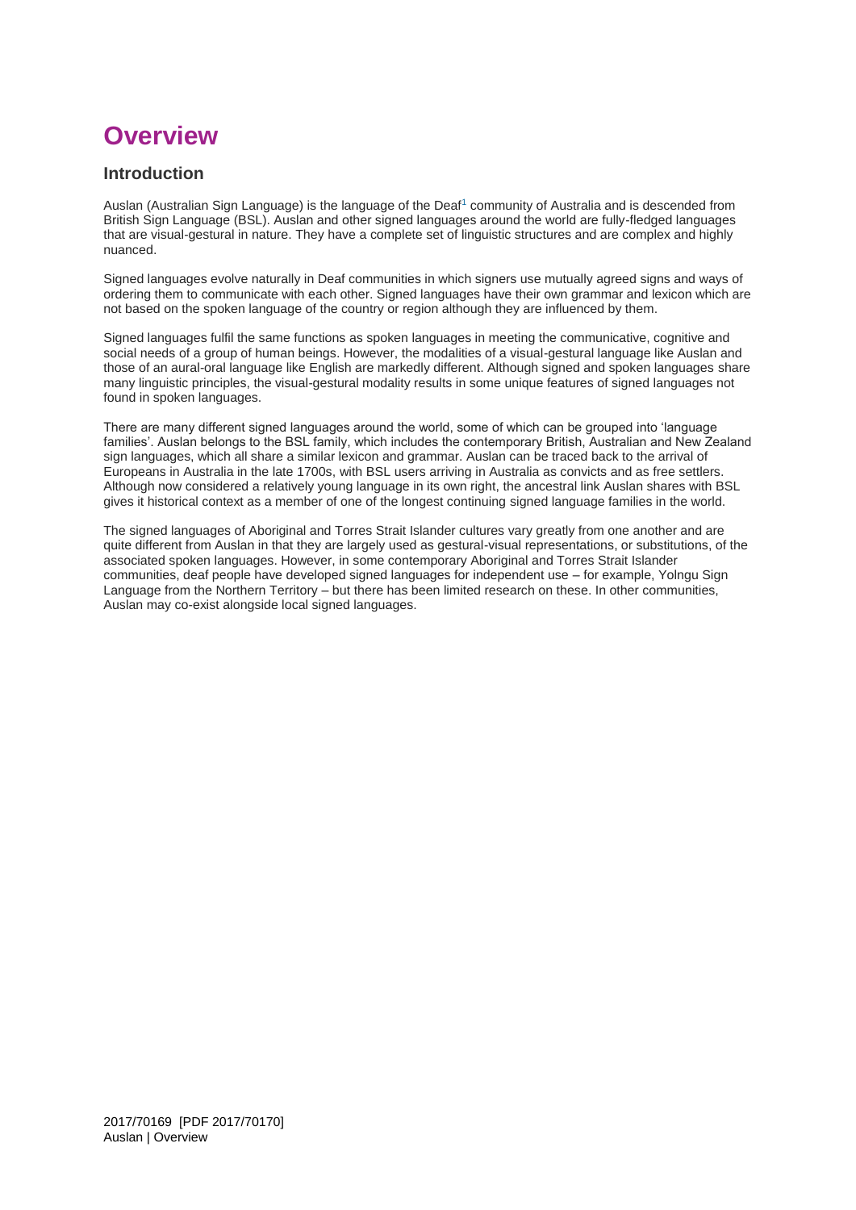# Overview

## Introduction

Auslan (Australian Sign Language) is the language of the Deaf[1] community of Australia and is descended from British Sign Language (BSL). Auslan and other signed languages around the world are fully-fledged languages that are visual-gestural in nature. They have a complete set of linguistic structures and are complex and highly nuanced.

Signed languages evolve naturally in Deaf communities in which signers use mutually agreed signs and ways of ordering them to communicate with each other. Signed languages have their own grammar and lexicon which are not based on the spoken language of the country or region although they are influenced by them.

Signed languages fulfil the same functions as spoken languages in meeting the communicative, cognitive and social needs of a group of human beings. However, the modalities of a visual-gestural language like Auslan and those of an aural-oral language like English are markedly different. Although signed and spoken languages share many linguistic principles, the visual-gestural modality results in some unique features of signed languages not found in spoken languages.

There are many different signed languages around the world, some of which can be grouped into 'language families'. Auslan belongs to the BSL family, which includes the contemporary British, Australian and New Zealand sign languages, which all share a similar lexicon and grammar. Auslan can be traced back to the arrival of Europeans in Australia in the late 1700s, with BSL users arriving in Australia as convicts and as free settlers. Although now considered a relatively young language in its own right, the ancestral link Auslan shares with BSL gives it historical context as a member of one of the longest continuing signed language families in the world.

The signed languages of Aboriginal and Torres Strait Islander cultures vary greatly from one another and are quite different from Auslan in that they are largely used as gestural-visual representations, or substitutions, of the associated spoken languages. However, in some contemporary Aboriginal and Torres Strait Islander communities, deaf people have developed signed languages for independent use – for example, Yolngu Sign Language from the Northern Territory – but there has been limited research on these. In other communities, Auslan may co-exist alongside local signed languages.

2017/70169 [PDF 2017/70170]
Auslan | Overview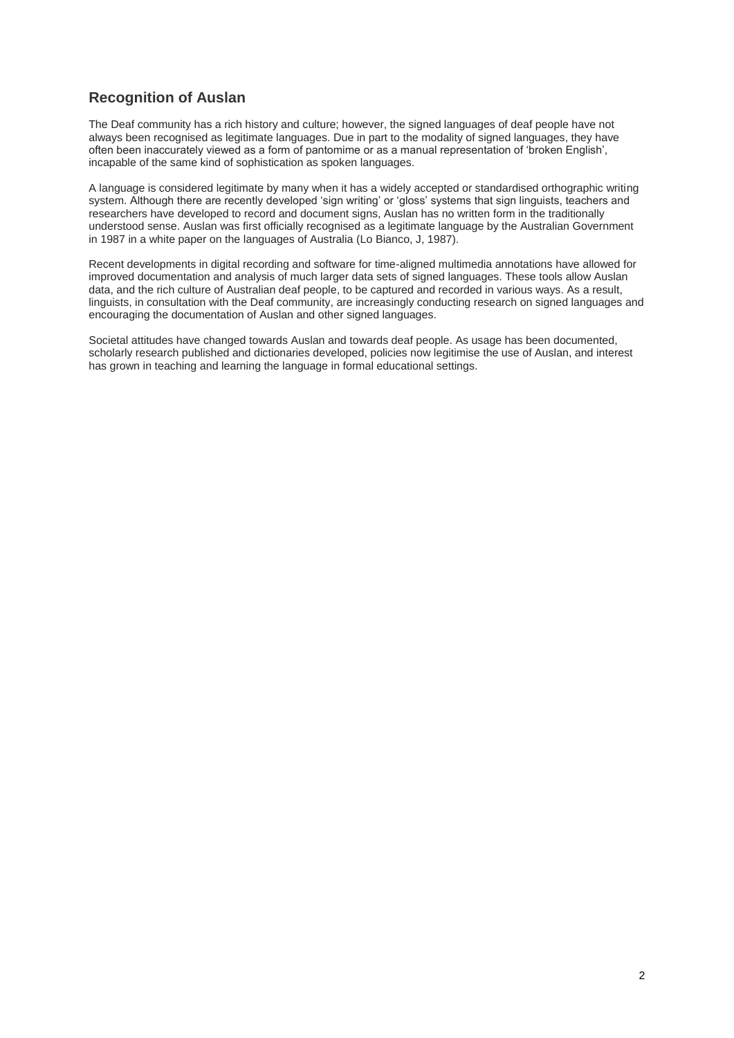## Recognition of Auslan

The Deaf community has a rich history and culture; however, the signed languages of deaf people have not always been recognised as legitimate languages. Due in part to the modality of signed languages, they have often been inaccurately viewed as a form of pantomime or as a manual representation of 'broken English', incapable of the same kind of sophistication as spoken languages.

A language is considered legitimate by many when it has a widely accepted or standardised orthographic writing system. Although there are recently developed 'sign writing' or 'gloss' systems that sign linguists, teachers and researchers have developed to record and document signs, Auslan has no written form in the traditionally understood sense. Auslan was first officially recognised as a legitimate language by the Australian Government in 1987 in a white paper on the languages of Australia (Lo Bianco, J, 1987).

Recent developments in digital recording and software for time-aligned multimedia annotations have allowed for improved documentation and analysis of much larger data sets of signed languages. These tools allow Auslan data, and the rich culture of Australian deaf people, to be captured and recorded in various ways. As a result, linguists, in consultation with the Deaf community, are increasingly conducting research on signed languages and encouraging the documentation of Auslan and other signed languages.

Societal attitudes have changed towards Auslan and towards deaf people. As usage has been documented, scholarly research published and dictionaries developed, policies now legitimise the use of Auslan, and interest has grown in teaching and learning the language in formal educational settings.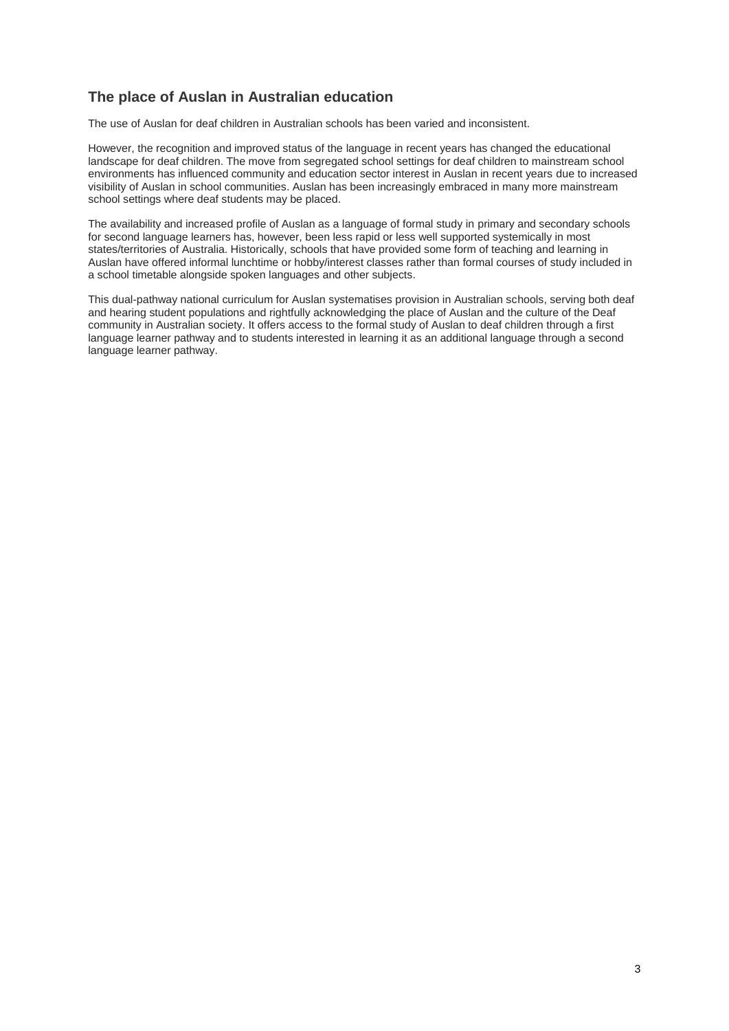## The place of Auslan in Australian education

The use of Auslan for deaf children in Australian schools has been varied and inconsistent.

However, the recognition and improved status of the language in recent years has changed the educational landscape for deaf children. The move from segregated school settings for deaf children to mainstream school environments has influenced community and education sector interest in Auslan in recent years due to increased visibility of Auslan in school communities. Auslan has been increasingly embraced in many more mainstream school settings where deaf students may be placed.

The availability and increased profile of Auslan as a language of formal study in primary and secondary schools for second language learners has, however, been less rapid or less well supported systemically in most states/territories of Australia. Historically, schools that have provided some form of teaching and learning in Auslan have offered informal lunchtime or hobby/interest classes rather than formal courses of study included in a school timetable alongside spoken languages and other subjects.

This dual-pathway national curriculum for Auslan systematises provision in Australian schools, serving both deaf and hearing student populations and rightfully acknowledging the place of Auslan and the culture of the Deaf community in Australian society. It offers access to the formal study of Auslan to deaf children through a first language learner pathway and to students interested in learning it as an additional language through a second language learner pathway.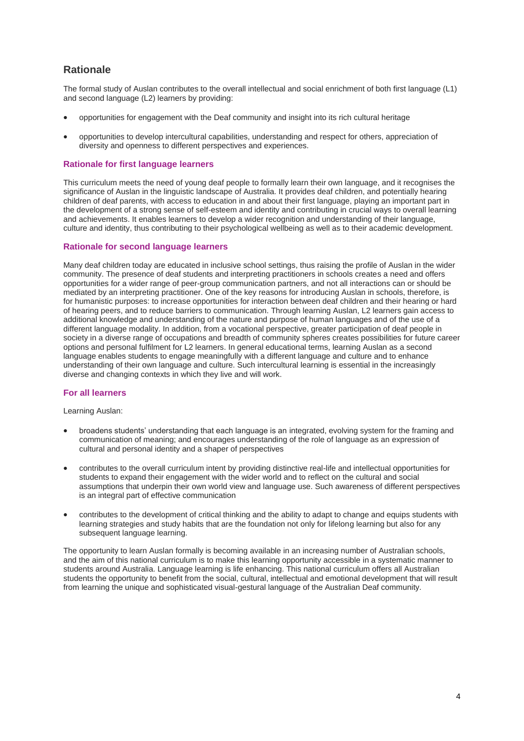## Rationale

The formal study of Auslan contributes to the overall intellectual and social enrichment of both first language (L1) and second language (L2) learners by providing:

- opportunities for engagement with the Deaf community and insight into its rich cultural heritage
- opportunities to develop intercultural capabilities, understanding and respect for others, appreciation of diversity and openness to different perspectives and experiences.

### Rationale for first language learners

This curriculum meets the need of young deaf people to formally learn their own language, and it recognises the significance of Auslan in the linguistic landscape of Australia. It provides deaf children, and potentially hearing children of deaf parents, with access to education in and about their first language, playing an important part in the development of a strong sense of self-esteem and identity and contributing in crucial ways to overall learning and achievements. It enables learners to develop a wider recognition and understanding of their language, culture and identity, thus contributing to their psychological wellbeing as well as to their academic development.

### Rationale for second language learners

Many deaf children today are educated in inclusive school settings, thus raising the profile of Auslan in the wider community. The presence of deaf students and interpreting practitioners in schools creates a need and offers opportunities for a wider range of peer-group communication partners, and not all interactions can or should be mediated by an interpreting practitioner. One of the key reasons for introducing Auslan in schools, therefore, is for humanistic purposes: to increase opportunities for interaction between deaf children and their hearing or hard of hearing peers, and to reduce barriers to communication. Through learning Auslan, L2 learners gain access to additional knowledge and understanding of the nature and purpose of human languages and of the use of a different language modality. In addition, from a vocational perspective, greater participation of deaf people in society in a diverse range of occupations and breadth of community spheres creates possibilities for future career options and personal fulfilment for L2 learners. In general educational terms, learning Auslan as a second language enables students to engage meaningfully with a different language and culture and to enhance understanding of their own language and culture. Such intercultural learning is essential in the increasingly diverse and changing contexts in which they live and will work.

### For all learners

Learning Auslan:

- broadens students' understanding that each language is an integrated, evolving system for the framing and communication of meaning; and encourages understanding of the role of language as an expression of cultural and personal identity and a shaper of perspectives
- contributes to the overall curriculum intent by providing distinctive real-life and intellectual opportunities for students to expand their engagement with the wider world and to reflect on the cultural and social assumptions that underpin their own world view and language use. Such awareness of different perspectives is an integral part of effective communication
- contributes to the development of critical thinking and the ability to adapt to change and equips students with learning strategies and study habits that are the foundation not only for lifelong learning but also for any subsequent language learning.

The opportunity to learn Auslan formally is becoming available in an increasing number of Australian schools, and the aim of this national curriculum is to make this learning opportunity accessible in a systematic manner to students around Australia. Language learning is life enhancing. This national curriculum offers all Australian students the opportunity to benefit from the social, cultural, intellectual and emotional development that will result from learning the unique and sophisticated visual-gestural language of the Australian Deaf community.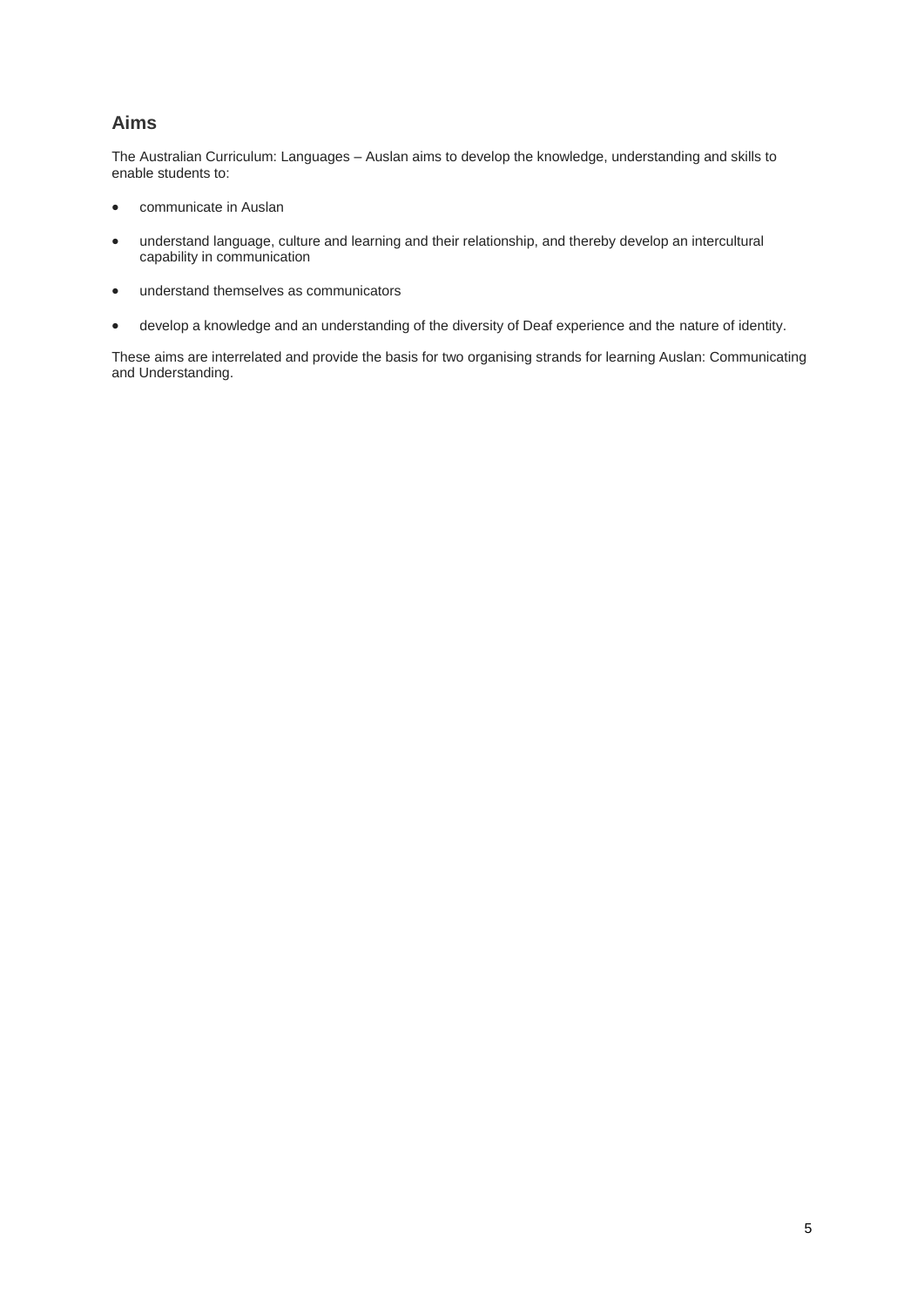## Aims

The Australian Curriculum: Languages – Auslan aims to develop the knowledge, understanding and skills to enable students to:

- communicate in Auslan
- understand language, culture and learning and their relationship, and thereby develop an intercultural capability in communication
- understand themselves as communicators
- develop a knowledge and an understanding of the diversity of Deaf experience and the nature of identity.

These aims are interrelated and provide the basis for two organising strands for learning Auslan: Communicating and Understanding.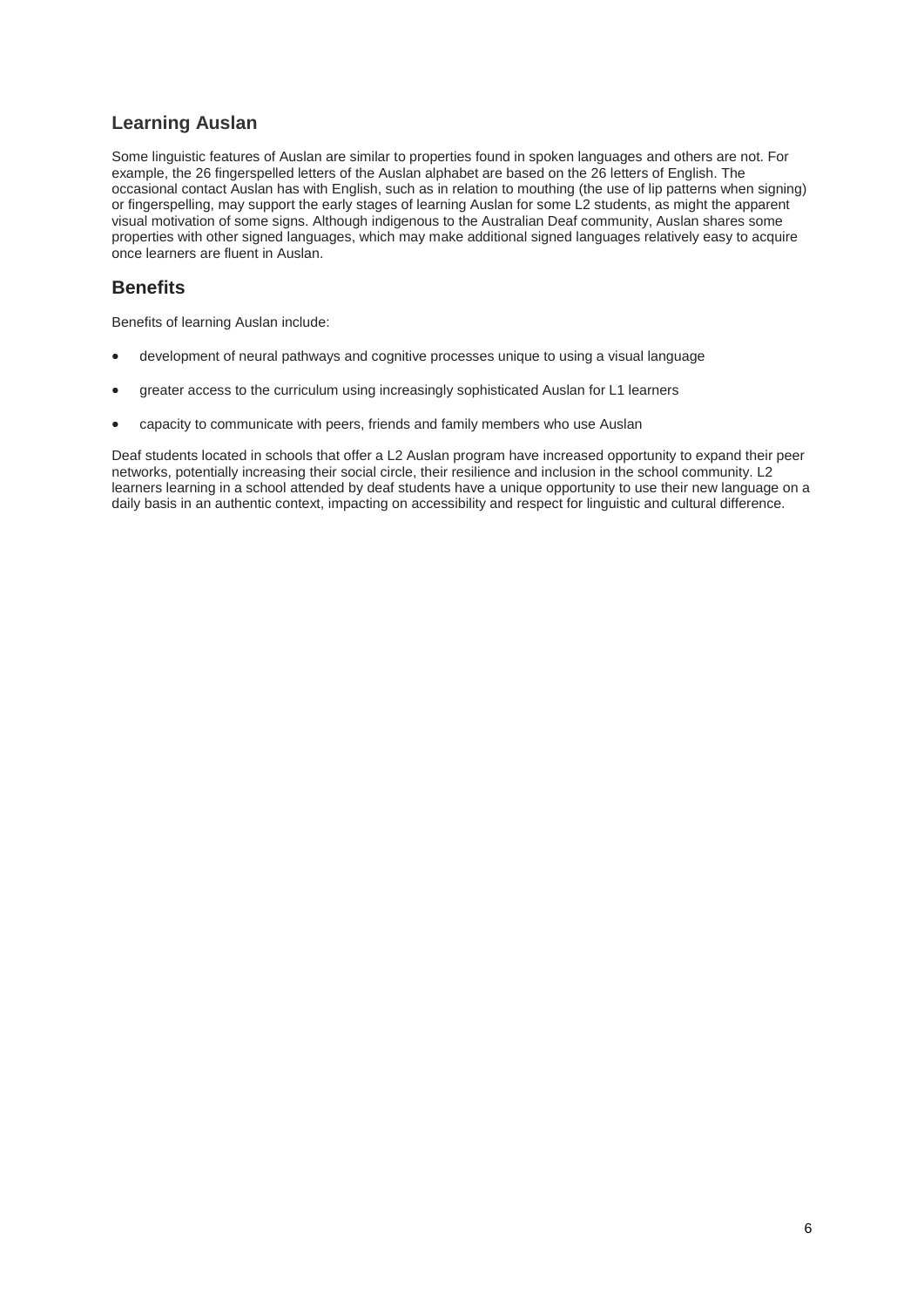## Learning Auslan

Some linguistic features of Auslan are similar to properties found in spoken languages and others are not. For example, the 26 fingerspelled letters of the Auslan alphabet are based on the 26 letters of English. The occasional contact Auslan has with English, such as in relation to mouthing (the use of lip patterns when signing) or fingerspelling, may support the early stages of learning Auslan for some L2 students, as might the apparent visual motivation of some signs. Although indigenous to the Australian Deaf community, Auslan shares some properties with other signed languages, which may make additional signed languages relatively easy to acquire once learners are fluent in Auslan.

## Benefits

Benefits of learning Auslan include:

- development of neural pathways and cognitive processes unique to using a visual language
- greater access to the curriculum using increasingly sophisticated Auslan for L1 learners
- capacity to communicate with peers, friends and family members who use Auslan

Deaf students located in schools that offer a L2 Auslan program have increased opportunity to expand their peer networks, potentially increasing their social circle, their resilience and inclusion in the school community. L2 learners learning in a school attended by deaf students have a unique opportunity to use their new language on a daily basis in an authentic context, impacting on accessibility and respect for linguistic and cultural difference.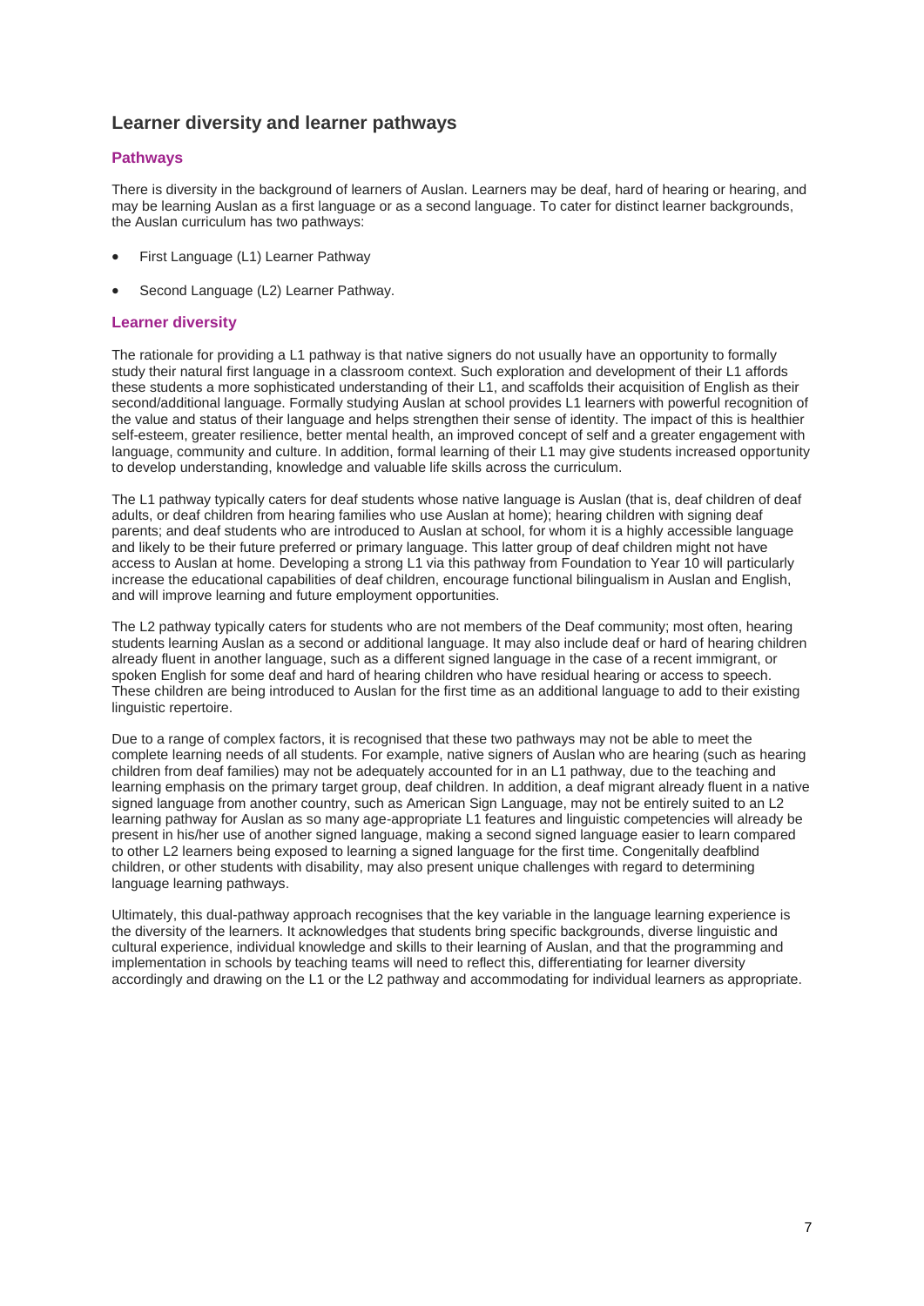## Learner diversity and learner pathways

### Pathways

There is diversity in the background of learners of Auslan. Learners may be deaf, hard of hearing or hearing, and may be learning Auslan as a first language or as a second language. To cater for distinct learner backgrounds, the Auslan curriculum has two pathways:

- First Language (L1) Learner Pathway
- Second Language (L2) Learner Pathway.

### Learner diversity

The rationale for providing a L1 pathway is that native signers do not usually have an opportunity to formally study their natural first language in a classroom context. Such exploration and development of their L1 affords these students a more sophisticated understanding of their L1, and scaffolds their acquisition of English as their second/additional language. Formally studying Auslan at school provides L1 learners with powerful recognition of the value and status of their language and helps strengthen their sense of identity. The impact of this is healthier self-esteem, greater resilience, better mental health, an improved concept of self and a greater engagement with language, community and culture. In addition, formal learning of their L1 may give students increased opportunity to develop understanding, knowledge and valuable life skills across the curriculum.

The L1 pathway typically caters for deaf students whose native language is Auslan (that is, deaf children of deaf adults, or deaf children from hearing families who use Auslan at home); hearing children with signing deaf parents; and deaf students who are introduced to Auslan at school, for whom it is a highly accessible language and likely to be their future preferred or primary language. This latter group of deaf children might not have access to Auslan at home. Developing a strong L1 via this pathway from Foundation to Year 10 will particularly increase the educational capabilities of deaf children, encourage functional bilingualism in Auslan and English, and will improve learning and future employment opportunities.

The L2 pathway typically caters for students who are not members of the Deaf community; most often, hearing students learning Auslan as a second or additional language. It may also include deaf or hard of hearing children already fluent in another language, such as a different signed language in the case of a recent immigrant, or spoken English for some deaf and hard of hearing children who have residual hearing or access to speech. These children are being introduced to Auslan for the first time as an additional language to add to their existing linguistic repertoire.

Due to a range of complex factors, it is recognised that these two pathways may not be able to meet the complete learning needs of all students. For example, native signers of Auslan who are hearing (such as hearing children from deaf families) may not be adequately accounted for in an L1 pathway, due to the teaching and learning emphasis on the primary target group, deaf children. In addition, a deaf migrant already fluent in a native signed language from another country, such as American Sign Language, may not be entirely suited to an L2 learning pathway for Auslan as so many age-appropriate L1 features and linguistic competencies will already be present in his/her use of another signed language, making a second signed language easier to learn compared to other L2 learners being exposed to learning a signed language for the first time. Congenitally deafblind children, or other students with disability, may also present unique challenges with regard to determining language learning pathways.

Ultimately, this dual-pathway approach recognises that the key variable in the language learning experience is the diversity of the learners. It acknowledges that students bring specific backgrounds, diverse linguistic and cultural experience, individual knowledge and skills to their learning of Auslan, and that the programming and implementation in schools by teaching teams will need to reflect this, differentiating for learner diversity accordingly and drawing on the L1 or the L2 pathway and accommodating for individual learners as appropriate.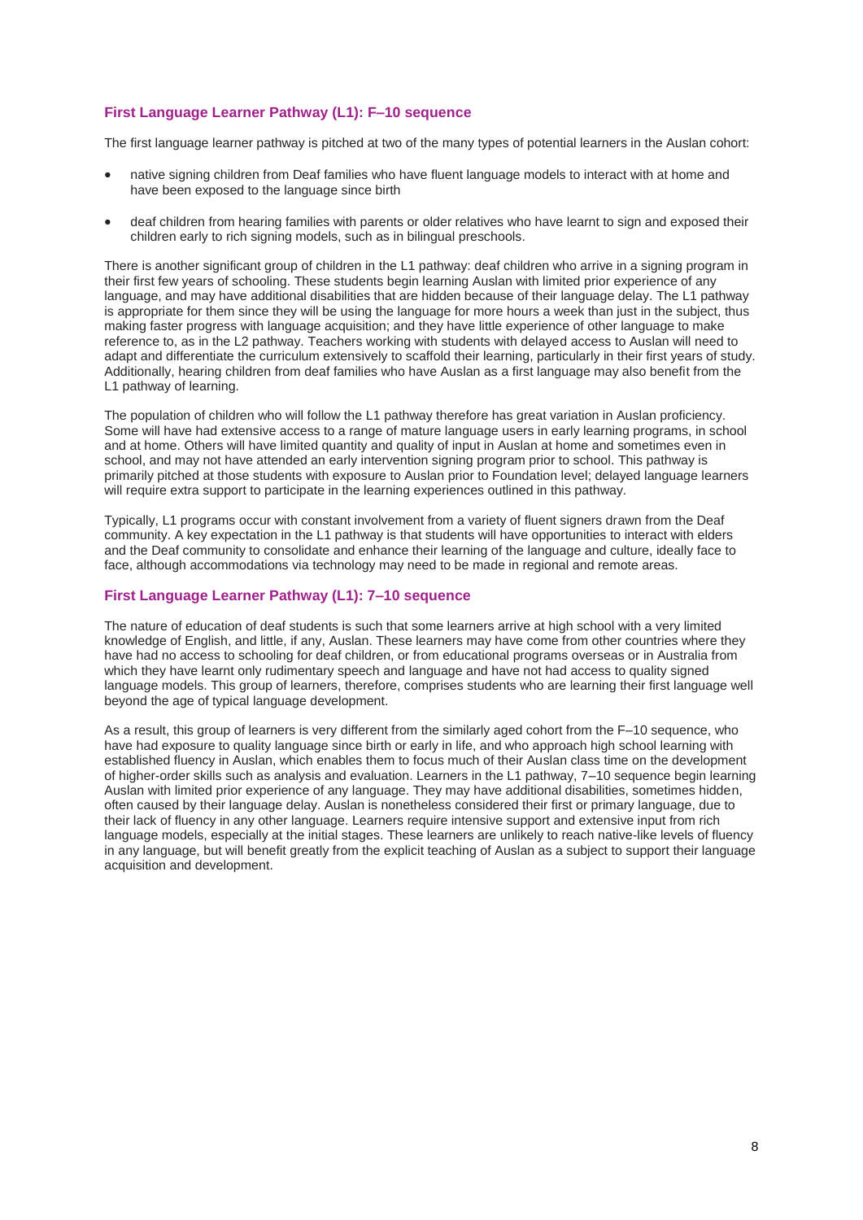### First Language Learner Pathway (L1): F–10 sequence

The first language learner pathway is pitched at two of the many types of potential learners in the Auslan cohort:

- native signing children from Deaf families who have fluent language models to interact with at home and have been exposed to the language since birth
- deaf children from hearing families with parents or older relatives who have learnt to sign and exposed their children early to rich signing models, such as in bilingual preschools.

There is another significant group of children in the L1 pathway: deaf children who arrive in a signing program in their first few years of schooling. These students begin learning Auslan with limited prior experience of any language, and may have additional disabilities that are hidden because of their language delay. The L1 pathway is appropriate for them since they will be using the language for more hours a week than just in the subject, thus making faster progress with language acquisition; and they have little experience of other language to make reference to, as in the L2 pathway. Teachers working with students with delayed access to Auslan will need to adapt and differentiate the curriculum extensively to scaffold their learning, particularly in their first years of study. Additionally, hearing children from deaf families who have Auslan as a first language may also benefit from the L1 pathway of learning.

The population of children who will follow the L1 pathway therefore has great variation in Auslan proficiency. Some will have had extensive access to a range of mature language users in early learning programs, in school and at home. Others will have limited quantity and quality of input in Auslan at home and sometimes even in school, and may not have attended an early intervention signing program prior to school. This pathway is primarily pitched at those students with exposure to Auslan prior to Foundation level; delayed language learners will require extra support to participate in the learning experiences outlined in this pathway.

Typically, L1 programs occur with constant involvement from a variety of fluent signers drawn from the Deaf community. A key expectation in the L1 pathway is that students will have opportunities to interact with elders and the Deaf community to consolidate and enhance their learning of the language and culture, ideally face to face, although accommodations via technology may need to be made in regional and remote areas.

### First Language Learner Pathway (L1): 7–10 sequence

The nature of education of deaf students is such that some learners arrive at high school with a very limited knowledge of English, and little, if any, Auslan. These learners may have come from other countries where they have had no access to schooling for deaf children, or from educational programs overseas or in Australia from which they have learnt only rudimentary speech and language and have not had access to quality signed language models. This group of learners, therefore, comprises students who are learning their first language well beyond the age of typical language development.

As a result, this group of learners is very different from the similarly aged cohort from the F–10 sequence, who have had exposure to quality language since birth or early in life, and who approach high school learning with established fluency in Auslan, which enables them to focus much of their Auslan class time on the development of higher-order skills such as analysis and evaluation. Learners in the L1 pathway, 7–10 sequence begin learning Auslan with limited prior experience of any language. They may have additional disabilities, sometimes hidden, often caused by their language delay. Auslan is nonetheless considered their first or primary language, due to their lack of fluency in any other language. Learners require intensive support and extensive input from rich language models, especially at the initial stages. These learners are unlikely to reach native-like levels of fluency in any language, but will benefit greatly from the explicit teaching of Auslan as a subject to support their language acquisition and development.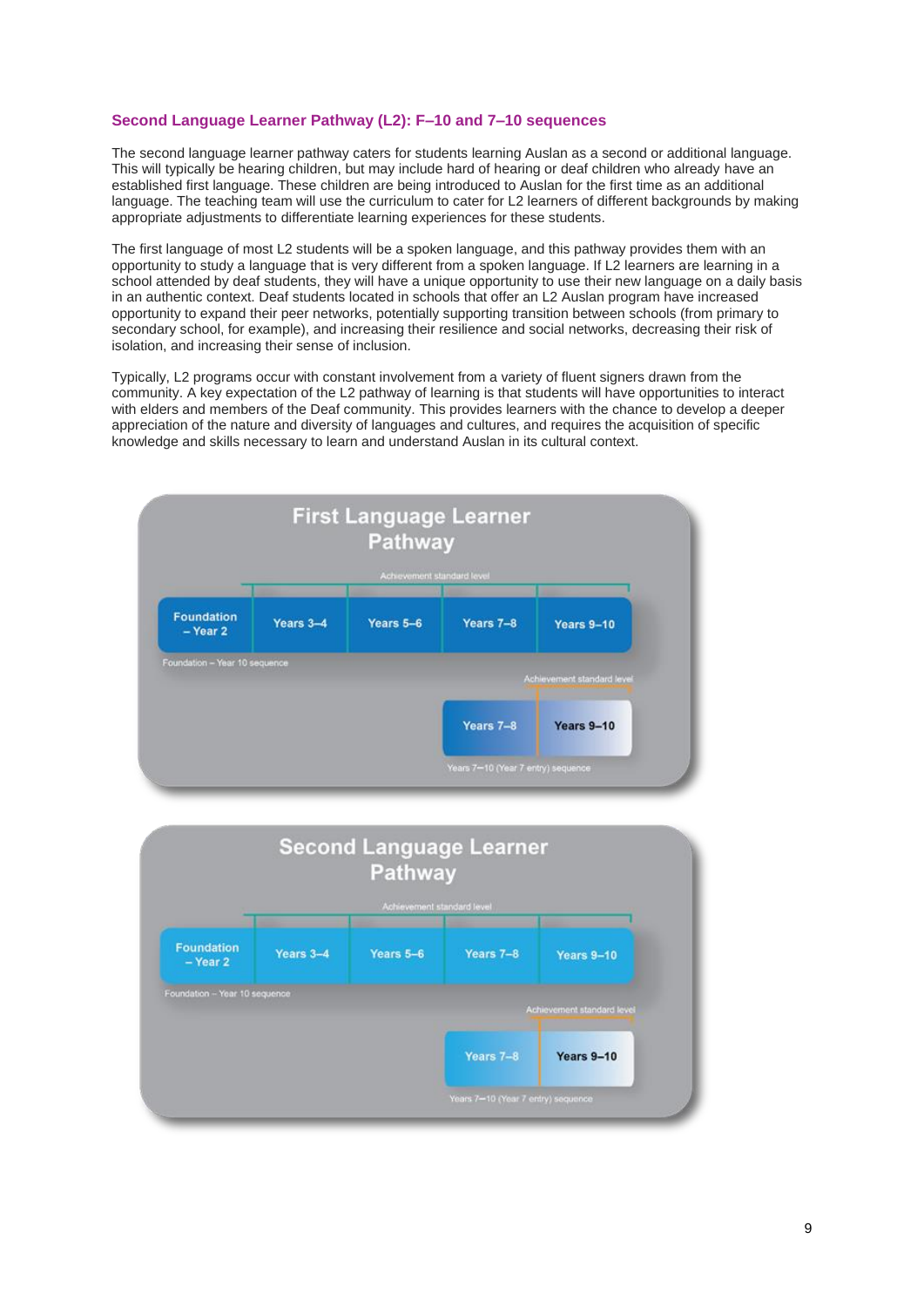### Second Language Learner Pathway (L2): F–10 and 7–10 sequences

The second language learner pathway caters for students learning Auslan as a second or additional language. This will typically be hearing children, but may include hard of hearing or deaf children who already have an established first language. These children are being introduced to Auslan for the first time as an additional language. The teaching team will use the curriculum to cater for L2 learners of different backgrounds by making appropriate adjustments to differentiate learning experiences for these students.

The first language of most L2 students will be a spoken language, and this pathway provides them with an opportunity to study a language that is very different from a spoken language. If L2 learners are learning in a school attended by deaf students, they will have a unique opportunity to use their new language on a daily basis in an authentic context. Deaf students located in schools that offer an L2 Auslan program have increased opportunity to expand their peer networks, potentially supporting transition between schools (from primary to secondary school, for example), and increasing their resilience and social networks, decreasing their risk of isolation, and increasing their sense of inclusion.

Typically, L2 programs occur with constant involvement from a variety of fluent signers drawn from the community. A key expectation of the L2 pathway of learning is that students will have opportunities to interact with elders and members of the Deaf community. This provides learners with the chance to develop a deeper appreciation of the nature and diversity of languages and cultures, and requires the acquisition of specific knowledge and skills necessary to learn and understand Auslan in its cultural context.

**First Language Learner Pathway**

Achievement standard level

| Foundation – Year 2 | Years 3–4 | Years 5–6 | Years 7–8 | Years 9–10 |
|---|---|---|---|---|

Foundation – Year 10 sequence

Achievement standard level

| Years 7–8 | Years 9–10 |
|---|---|

Years 7–10 (Year 7 entry) sequence

**Second Language Learner Pathway**

Achievement standard level

| Foundation – Year 2 | Years 3–4 | Years 5–6 | Years 7–8 | Years 9–10 |
|---|---|---|---|---|

Foundation – Year 10 sequence

Achievement standard level

| Years 7–8 | Years 9–10 |
|---|---|

Years 7–10 (Year 7 entry) sequence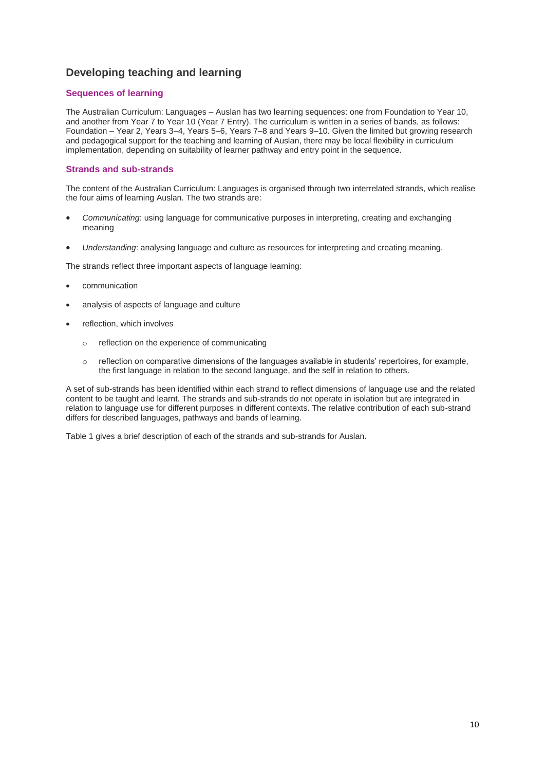## Developing teaching and learning

### Sequences of learning

The Australian Curriculum: Languages – Auslan has two learning sequences: one from Foundation to Year 10, and another from Year 7 to Year 10 (Year 7 Entry). The curriculum is written in a series of bands, as follows: Foundation – Year 2, Years 3–4, Years 5–6, Years 7–8 and Years 9–10. Given the limited but growing research and pedagogical support for the teaching and learning of Auslan, there may be local flexibility in curriculum implementation, depending on suitability of learner pathway and entry point in the sequence.

### Strands and sub-strands

The content of the Australian Curriculum: Languages is organised through two interrelated strands, which realise the four aims of learning Auslan. The two strands are:

- *Communicating*: using language for communicative purposes in interpreting, creating and exchanging meaning
- *Understanding*: analysing language and culture as resources for interpreting and creating meaning.

The strands reflect three important aspects of language learning:

- communication
- analysis of aspects of language and culture
- reflection, which involves
  - reflection on the experience of communicating
  - reflection on comparative dimensions of the languages available in students' repertoires, for example, the first language in relation to the second language, and the self in relation to others.

A set of sub-strands has been identified within each strand to reflect dimensions of language use and the related content to be taught and learnt. The strands and sub-strands do not operate in isolation but are integrated in relation to language use for different purposes in different contexts. The relative contribution of each sub-strand differs for described languages, pathways and bands of learning.

Table 1 gives a brief description of each of the strands and sub-strands for Auslan.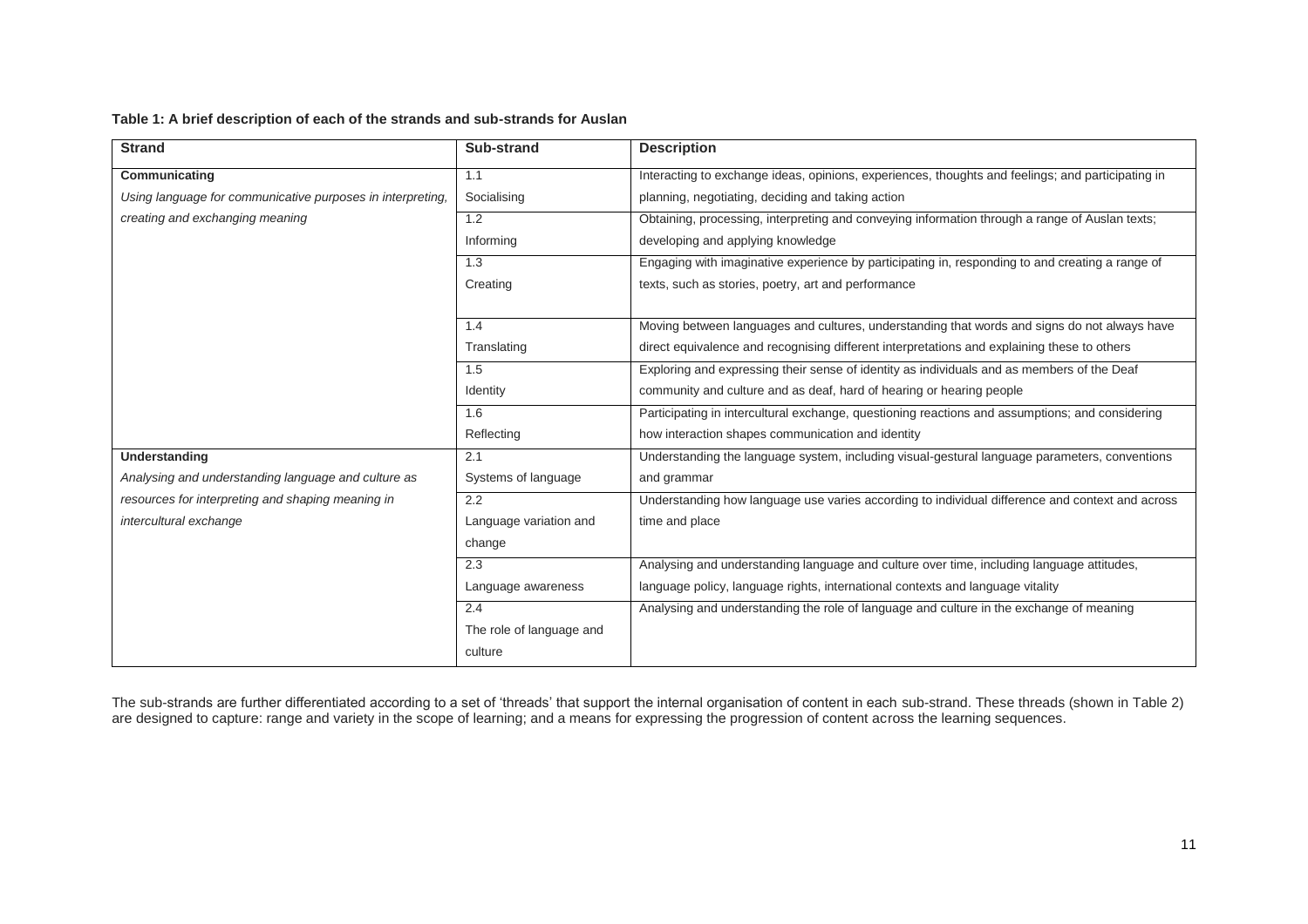**Table 1: A brief description of each of the strands and sub-strands for Auslan**

| Strand | Sub-strand | Description |
| --- | --- | --- |
| **Communicating**<br>*Using language for communicative purposes in interpreting, creating and exchanging meaning* | 1.1<br>Socialising | Interacting to exchange ideas, opinions, experiences, thoughts and feelings; and participating in planning, negotiating, deciding and taking action |
| | 1.2<br>Informing | Obtaining, processing, interpreting and conveying information through a range of Auslan texts; developing and applying knowledge |
| | 1.3<br>Creating | Engaging with imaginative experience by participating in, responding to and creating a range of texts, such as stories, poetry, art and performance |
| | 1.4<br>Translating | Moving between languages and cultures, understanding that words and signs do not always have direct equivalence and recognising different interpretations and explaining these to others |
| | 1.5<br>Identity | Exploring and expressing their sense of identity as individuals and as members of the Deaf community and culture and as deaf, hard of hearing or hearing people |
| | 1.6<br>Reflecting | Participating in intercultural exchange, questioning reactions and assumptions; and considering how interaction shapes communication and identity |
| **Understanding**<br>*Analysing and understanding language and culture as resources for interpreting and shaping meaning in intercultural exchange* | 2.1<br>Systems of language | Understanding the language system, including visual-gestural language parameters, conventions and grammar |
| | 2.2<br>Language variation and change | Understanding how language use varies according to individual difference and context and across time and place |
| | 2.3<br>Language awareness | Analysing and understanding language and culture over time, including language attitudes, language policy, language rights, international contexts and language vitality |
| | 2.4<br>The role of language and culture | Analysing and understanding the role of language and culture in the exchange of meaning |

The sub-strands are further differentiated according to a set of 'threads' that support the internal organisation of content in each sub-strand. These threads (shown in Table 2) are designed to capture: range and variety in the scope of learning; and a means for expressing the progression of content across the learning sequences.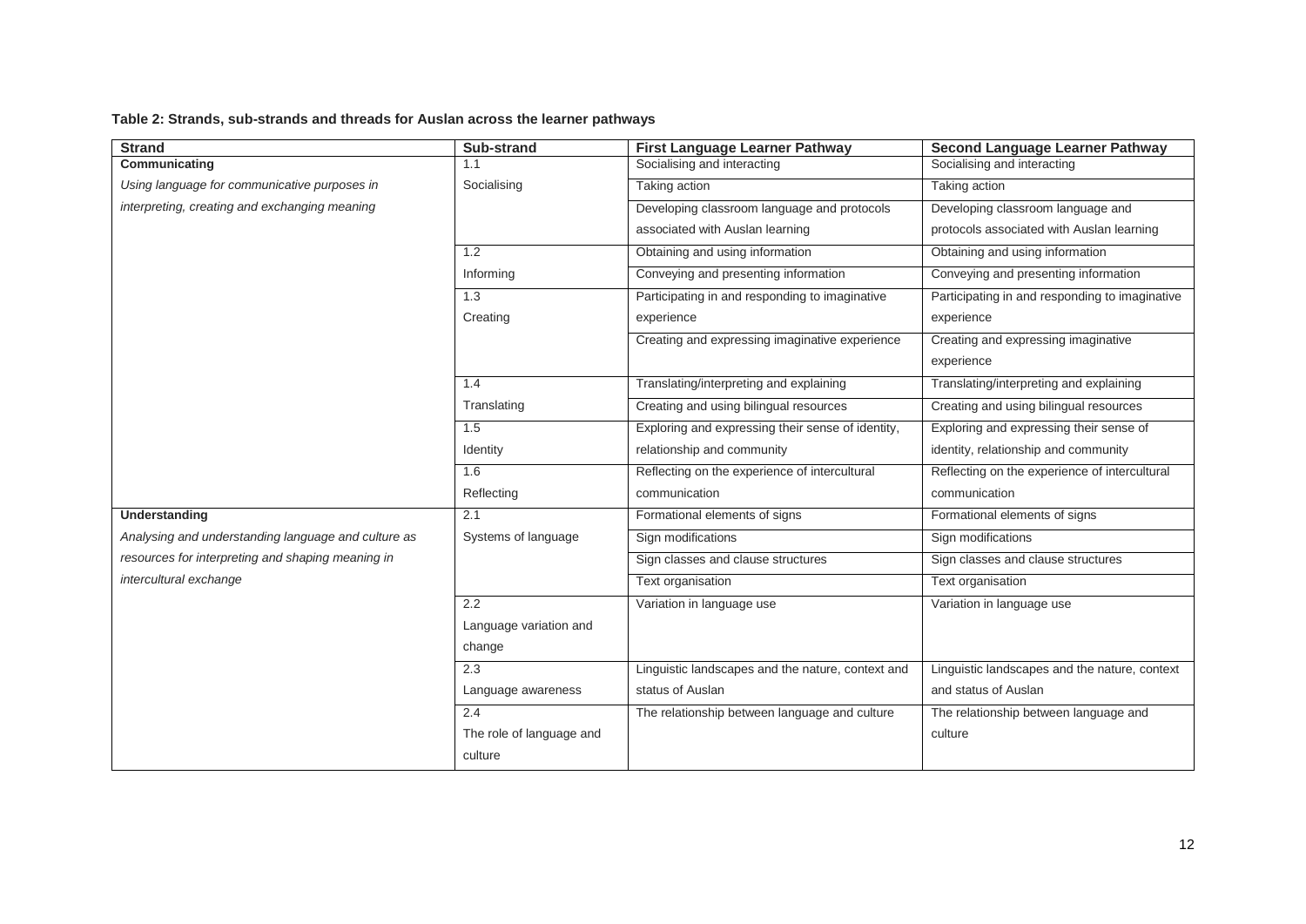**Table 2: Strands, sub-strands and threads for Auslan across the learner pathways**

| Strand | Sub-strand | First Language Learner Pathway | Second Language Learner Pathway |
|---|---|---|---|
| **Communicating**<br>*Using language for communicative purposes in interpreting, creating and exchanging meaning* | 1.1 Socialising | Socialising and interacting | Socialising and interacting |
| | | Taking action | Taking action |
| | | Developing classroom language and protocols associated with Auslan learning | Developing classroom language and protocols associated with Auslan learning |
| | 1.2 Informing | Obtaining and using information | Obtaining and using information |
| | | Conveying and presenting information | Conveying and presenting information |
| | 1.3 Creating | Participating in and responding to imaginative experience | Participating in and responding to imaginative experience |
| | | Creating and expressing imaginative experience | Creating and expressing imaginative experience |
| | 1.4 Translating | Translating/interpreting and explaining | Translating/interpreting and explaining |
| | | Creating and using bilingual resources | Creating and using bilingual resources |
| | 1.5 Identity | Exploring and expressing their sense of identity, relationship and community | Exploring and expressing their sense of identity, relationship and community |
| | 1.6 Reflecting | Reflecting on the experience of intercultural communication | Reflecting on the experience of intercultural communication |
| **Understanding**<br>*Analysing and understanding language and culture as resources for interpreting and shaping meaning in intercultural exchange* | 2.1 Systems of language | Formational elements of signs | Formational elements of signs |
| | | Sign modifications | Sign modifications |
| | | Sign classes and clause structures | Sign classes and clause structures |
| | | Text organisation | Text organisation |
| | 2.2 Language variation and change | Variation in language use | Variation in language use |
| | 2.3 Language awareness | Linguistic landscapes and the nature, context and status of Auslan | Linguistic landscapes and the nature, context and status of Auslan |
| | 2.4 The role of language and culture | The relationship between language and culture | The relationship between language and culture |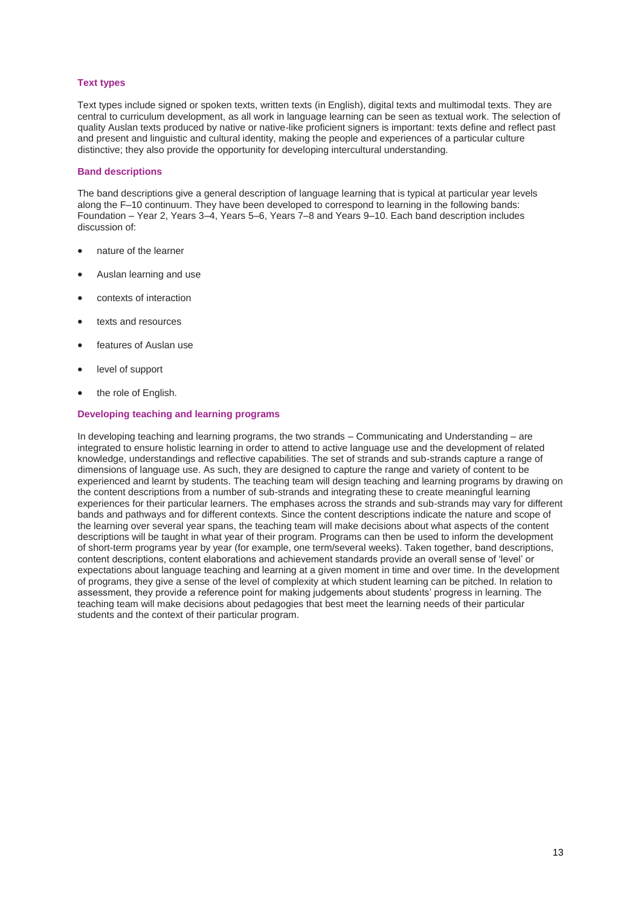### Text types

Text types include signed or spoken texts, written texts (in English), digital texts and multimodal texts. They are central to curriculum development, as all work in language learning can be seen as textual work. The selection of quality Auslan texts produced by native or native-like proficient signers is important: texts define and reflect past and present and linguistic and cultural identity, making the people and experiences of a particular culture distinctive; they also provide the opportunity for developing intercultural understanding.

### Band descriptions

The band descriptions give a general description of language learning that is typical at particular year levels along the F–10 continuum. They have been developed to correspond to learning in the following bands: Foundation – Year 2, Years 3–4, Years 5–6, Years 7–8 and Years 9–10. Each band description includes discussion of:

- nature of the learner
- Auslan learning and use
- contexts of interaction
- texts and resources
- features of Auslan use
- level of support
- the role of English.

### Developing teaching and learning programs

In developing teaching and learning programs, the two strands – Communicating and Understanding – are integrated to ensure holistic learning in order to attend to active language use and the development of related knowledge, understandings and reflective capabilities. The set of strands and sub-strands capture a range of dimensions of language use. As such, they are designed to capture the range and variety of content to be experienced and learnt by students. The teaching team will design teaching and learning programs by drawing on the content descriptions from a number of sub-strands and integrating these to create meaningful learning experiences for their particular learners. The emphases across the strands and sub-strands may vary for different bands and pathways and for different contexts. Since the content descriptions indicate the nature and scope of the learning over several year spans, the teaching team will make decisions about what aspects of the content descriptions will be taught in what year of their program. Programs can then be used to inform the development of short-term programs year by year (for example, one term/several weeks). Taken together, band descriptions, content descriptions, content elaborations and achievement standards provide an overall sense of 'level' or expectations about language teaching and learning at a given moment in time and over time. In the development of programs, they give a sense of the level of complexity at which student learning can be pitched. In relation to assessment, they provide a reference point for making judgements about students' progress in learning. The teaching team will make decisions about pedagogies that best meet the learning needs of their particular students and the context of their particular program.